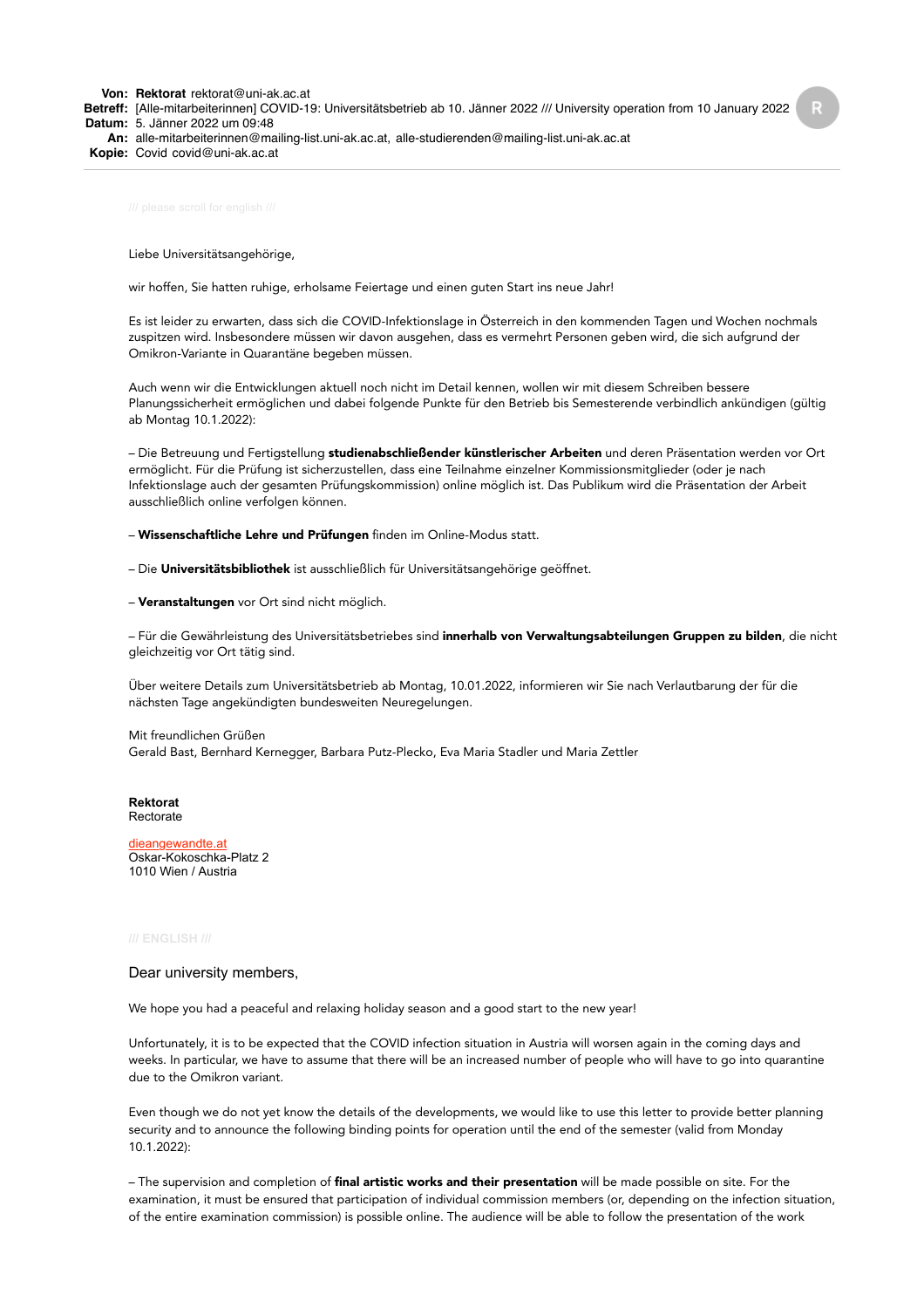**Von:** **Rektorat** rektorat@uni-ak.ac.at
**Betreff:** [Alle-mitarbeiterinnen] COVID-19: Universitätsbetrieb ab 10. Jänner 2022 /// University operation from 10 January 2022
**Datum:** 5. Jänner 2022 um 09:48
**An:** alle-mitarbeiterinnen@mailing-list.uni-ak.ac.at, alle-studierenden@mailing-list.uni-ak.ac.at
**Kopie:** Covid covid@uni-ak.ac.at

/// please scroll for english ///

Liebe Universitätsangehörige,

wir hoffen, Sie hatten ruhige, erholsame Feiertage und einen guten Start ins neue Jahr!

Es ist leider zu erwarten, dass sich die COVID-Infektionslage in Österreich in den kommenden Tagen und Wochen nochmals zuspitzen wird. Insbesondere müssen wir davon ausgehen, dass es vermehrt Personen geben wird, die sich aufgrund der Omikron-Variante in Quarantäne begeben müssen.

Auch wenn wir die Entwicklungen aktuell noch nicht im Detail kennen, wollen wir mit diesem Schreiben bessere Planungssicherheit ermöglichen und dabei folgende Punkte für den Betrieb bis Semesterende verbindlich ankündigen (gültig ab Montag 10.1.2022):

– Die Betreuung und Fertigstellung **studienabschließender künstlerischer Arbeiten** und deren Präsentation werden vor Ort ermöglicht. Für die Prüfung ist sicherzustellen, dass eine Teilnahme einzelner Kommissionsmitglieder (oder je nach Infektionslage auch der gesamten Prüfungskommission) online möglich ist. Das Publikum wird die Präsentation der Arbeit ausschließlich online verfolgen können.

– **Wissenschaftliche Lehre und Prüfungen** finden im Online-Modus statt.

– Die **Universitätsbibliothek** ist ausschließlich für Universitätsangehörige geöffnet.

– **Veranstaltungen** vor Ort sind nicht möglich.

– Für die Gewährleistung des Universitätsbetriebes sind **innerhalb von Verwaltungsabteilungen Gruppen zu bilden**, die nicht gleichzeitig vor Ort tätig sind.

Über weitere Details zum Universitätsbetrieb ab Montag, 10.01.2022, informieren wir Sie nach Verlautbarung der für die nächsten Tage angekündigten bundesweiten Neuregelungen.

Mit freundlichen Grüßen
Gerald Bast, Bernhard Kernegger, Barbara Putz-Plecko, Eva Maria Stadler und Maria Zettler

**Rektorat**
Rectorate

dieangewandte.at
Oskar-Kokoschka-Platz 2
1010 Wien / Austria

**/// ENGLISH ///**

Dear university members,

We hope you had a peaceful and relaxing holiday season and a good start to the new year!

Unfortunately, it is to be expected that the COVID infection situation in Austria will worsen again in the coming days and weeks. In particular, we have to assume that there will be an increased number of people who will have to go into quarantine due to the Omikron variant.

Even though we do not yet know the details of the developments, we would like to use this letter to provide better planning security and to announce the following binding points for operation until the end of the semester (valid from Monday 10.1.2022):

– The supervision and completion of **final artistic works and their presentation** will be made possible on site. For the examination, it must be ensured that participation of individual commission members (or, depending on the infection situation, of the entire examination commission) is possible online. The audience will be able to follow the presentation of the work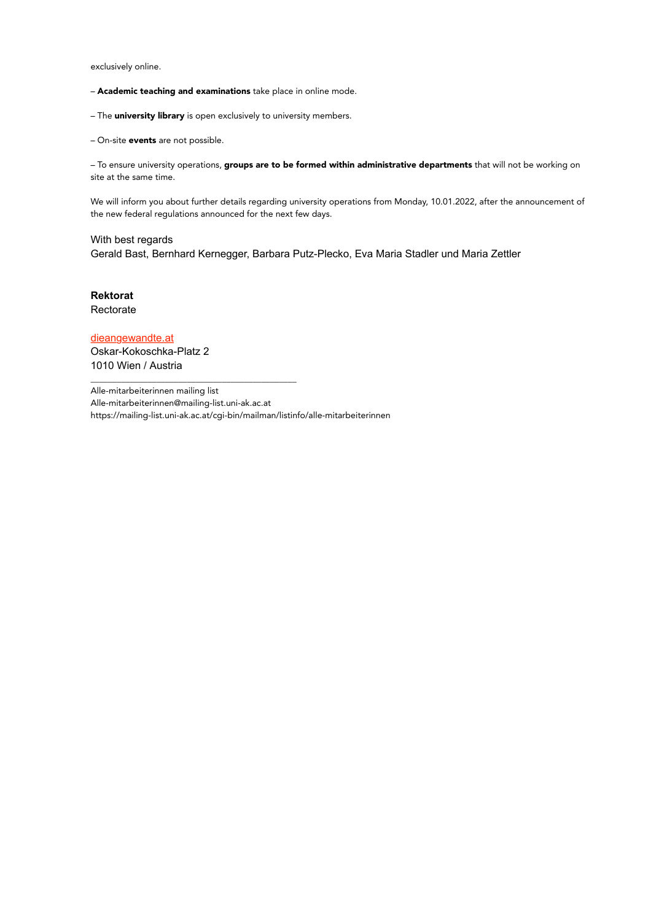exclusively online.

– **Academic teaching and examinations** take place in online mode.

– The **university library** is open exclusively to university members.

– On-site **events** are not possible.

– To ensure university operations, **groups are to be formed within administrative departments** that will not be working on site at the same time.

We will inform you about further details regarding university operations from Monday, 10.01.2022, after the announcement of the new federal regulations announced for the next few days.

With best regards
Gerald Bast, Bernhard Kernegger, Barbara Putz-Plecko, Eva Maria Stadler und Maria Zettler

**Rektorat**
Rectorate

dieangewandte.at
Oskar-Kokoschka-Platz 2
1010 Wien / Austria

---

Alle-mitarbeiterinnen mailing list
Alle-mitarbeiterinnen@mailing-list.uni-ak.ac.at
https://mailing-list.uni-ak.ac.at/cgi-bin/mailman/listinfo/alle-mitarbeiterinnen